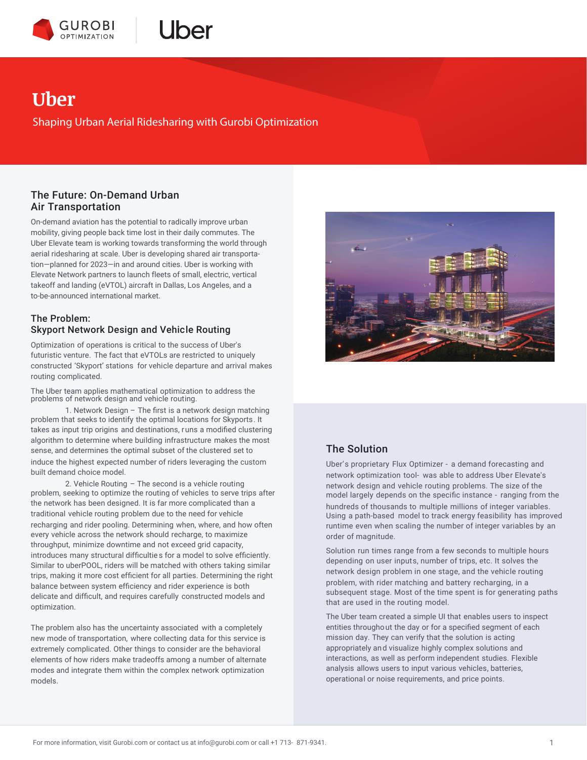# Uber

Shaping Urban Aerial Ridesharing with Gurobi Optimization

## The Future: On-Demand Urban Air Transportation

On-demand aviation has the potential to radically improve urban mobility, giving people back time lost in their daily commutes. The Uber Elevate team is working towards transforming the world through aerial ridesharing at scale. Uber is developing shared air transportation—planned for 2023—in and around cities. Uber is working with Elevate Network partners to launch fleets of small, electric, vertical takeoff and landing (eVTOL) aircraft in Dallas, Los Angeles, and a to-be-announced international market.

## The Problem: Skyport Network Design and Vehicle Routing

Optimization of operations is critical to the success of Uber's futuristic venture. The fact that eVTOLs are restricted to uniquely constructed 'Skyport' stations for vehicle departure and arrival makes routing complicated.

The Uber team applies mathematical optimization to address the problems of network design and vehicle routing.

1. Network Design – The first is a network design matching problem that seeks to identify the optimal locations for Skyports. It takes as input trip origins and destinations, runs a modified clustering algorithm to determine where building infrastructure makes the most sense, and determines the optimal subset of the clustered set to induce the highest expected number of riders leveraging the custom built demand choice model.

2. Vehicle Routing – The second is a vehicle routing problem, seeking to optimize the routing of vehicles to serve trips after the network has been designed. It is far more complicated than a traditional vehicle routing problem due to the need for vehicle recharging and rider pooling. Determining when, where, and how often every vehicle across the network should recharge, to maximize throughput, minimize downtime and not exceed grid capacity, introduces many structural difficulties for a model to solve efficiently. Similar to uberPOOL, riders will be matched with others taking similar trips, making it more cost efficient for all parties. Determining the right balance between system efficiency and rider experience is both delicate and difficult, and requires carefully constructed models and optimization.

The problem also has the uncertainty associated with a completely new mode of transportation, where collecting data for this service is extremely complicated. Other things to consider are the behavioral elements of how riders make tradeoffs among a number of alternate modes and integrate them within the complex network optimization models.

## The Solution

Uber's proprietary Flux Optimizer - a demand forecasting and network optimization tool- was able to address Uber Elevate's network design and vehicle routing problems. The size of the model largely depends on the specific instance - ranging from the hundreds of thousands to multiple millions of integer variables. Using a path-based model to track energy feasibility has improved runtime even when scaling the number of integer variables by an order of magnitude.

Solution run times range from a few seconds to multiple hours depending on user inputs, number of trips, etc. It solves the network design problem in one stage, and the vehicle routing problem, with rider matching and battery recharging, in a subsequent stage. Most of the time spent is for generating paths that are used in the routing model.

The Uber team created a simple UI that enables users to inspect entities throughout the day or for a specified segment of each mission day. They can verify that the solution is acting appropriately and visualize highly complex solutions and interactions, as well as perform independent studies. Flexible analysis allows users to input various vehicles, batteries, operational or noise requirements, and price points.

For more information, visit Gurobi.com or contact us at info@gurobi.com or call +1 713- 871-9341.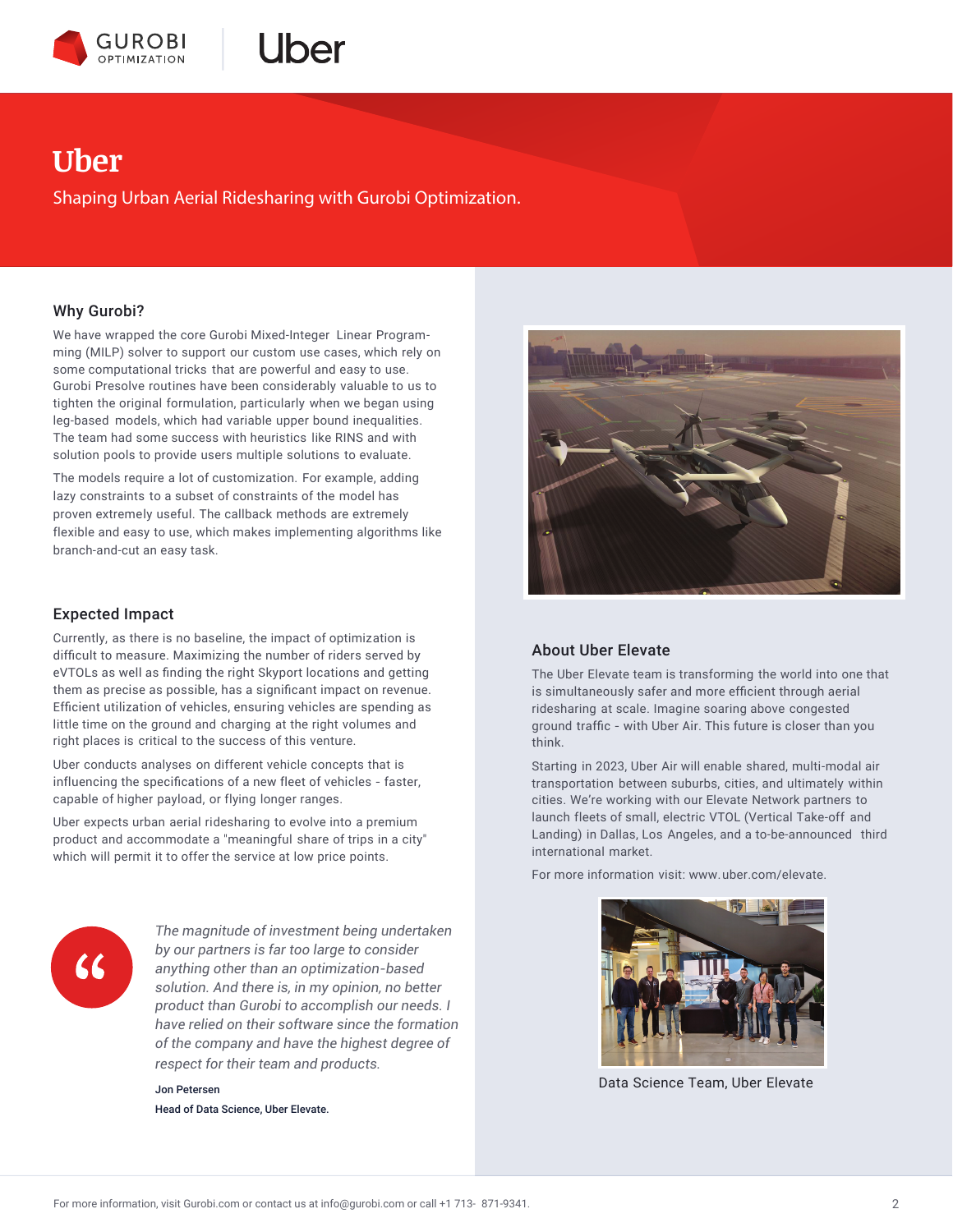# Uber

Shaping Urban Aerial Ridesharing with Gurobi Optimization.

## Why Gurobi?

We have wrapped the core Gurobi Mixed-Integer Linear Programming (MILP) solver to support our custom use cases, which rely on some computational tricks that are powerful and easy to use. Gurobi Presolve routines have been considerably valuable to us to tighten the original formulation, particularly when we began using leg-based models, which had variable upper bound inequalities. The team had some success with heuristics like RINS and with solution pools to provide users multiple solutions to evaluate.

The models require a lot of customization. For example, adding lazy constraints to a subset of constraints of the model has proven extremely useful. The callback methods are extremely flexible and easy to use, which makes implementing algorithms like branch-and-cut an easy task.

## Expected Impact

Currently, as there is no baseline, the impact of optimization is difficult to measure. Maximizing the number of riders served by eVTOLs as well as finding the right Skyport locations and getting them as precise as possible, has a significant impact on revenue. Efficient utilization of vehicles, ensuring vehicles are spending as little time on the ground and charging at the right volumes and right places is critical to the success of this venture.

Uber conducts analyses on different vehicle concepts that is influencing the specifications of a new fleet of vehicles - faster, capable of higher payload, or flying longer ranges.

Uber expects urban aerial ridesharing to evolve into a premium product and accommodate a "meaningful share of trips in a city" which will permit it to offer the service at low price points.

> *The magnitude of investment being undertaken by our partners is far too large to consider anything other than an optimization-based solution. And there is, in my opinion, no better product than Gurobi to accomplish our needs. I have relied on their software since the formation of the company and have the highest degree of respect for their team and products.*
>
> Jon Petersen
> Head of Data Science, Uber Elevate.

## About Uber Elevate

The Uber Elevate team is transforming the world into one that is simultaneously safer and more efficient through aerial ridesharing at scale. Imagine soaring above congested ground traffic - with Uber Air. This future is closer than you think.

Starting in 2023, Uber Air will enable shared, multi-modal air transportation between suburbs, cities, and ultimately within cities. We're working with our Elevate Network partners to launch fleets of small, electric VTOL (Vertical Take-off and Landing) in Dallas, Los Angeles, and a to-be-announced third international market.

For more information visit: www.uber.com/elevate.

Data Science Team, Uber Elevate

For more information, visit Gurobi.com or contact us at info@gurobi.com or call +1 713- 871-9341.